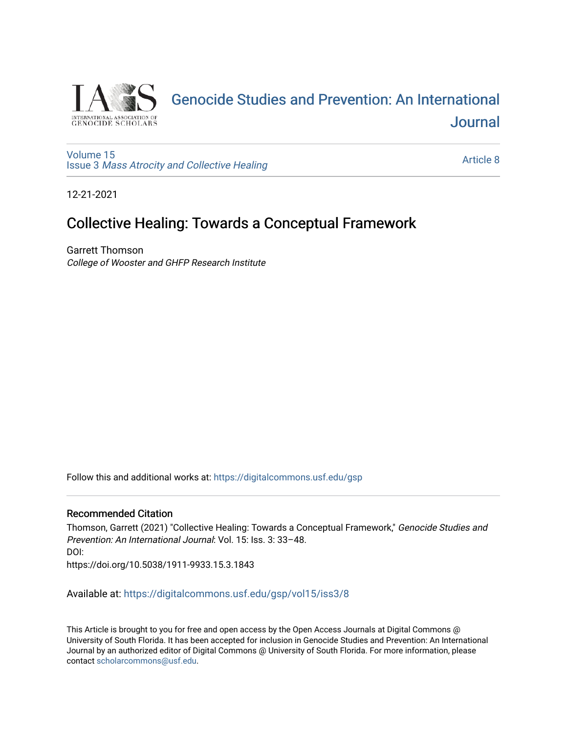Genocide Studies and Prevention: An International Journal

Volume 15
Issue 3 *Mass Atrocity and Collective Healing*

Article 8

12-21-2021

# Collective Healing: Towards a Conceptual Framework

Garrett Thomson
*College of Wooster and GHFP Research Institute*

Follow this and additional works at: https://digitalcommons.usf.edu/gsp

## Recommended Citation

Thomson, Garrett (2021) "Collective Healing: Towards a Conceptual Framework," *Genocide Studies and Prevention: An International Journal*: Vol. 15: Iss. 3: 33–48.
DOI:
https://doi.org/10.5038/1911-9933.15.3.1843

Available at: https://digitalcommons.usf.edu/gsp/vol15/iss3/8

This Article is brought to you for free and open access by the Open Access Journals at Digital Commons @ University of South Florida. It has been accepted for inclusion in Genocide Studies and Prevention: An International Journal by an authorized editor of Digital Commons @ University of South Florida. For more information, please contact scholarcommons@usf.edu.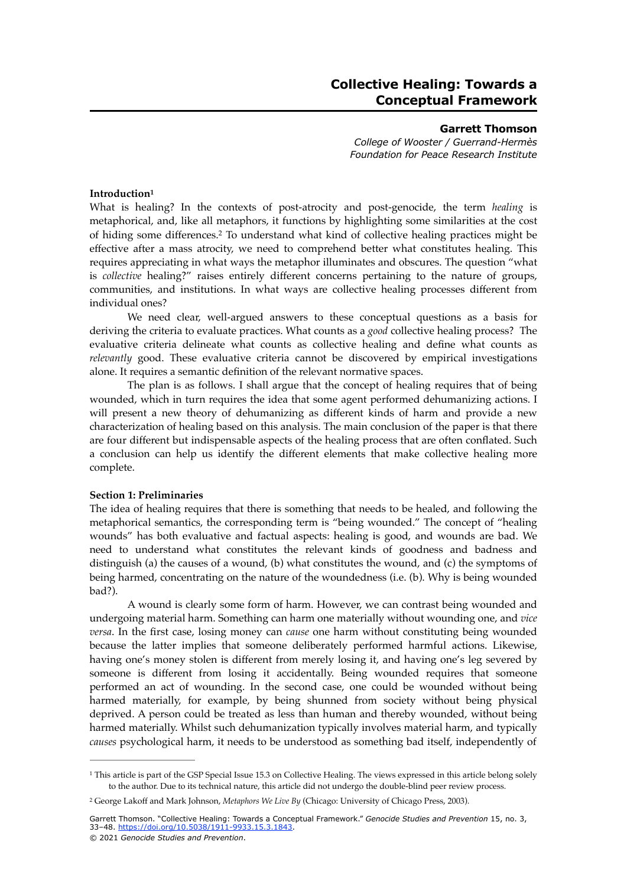# Collective Healing: Towards a Conceptual Framework

**Garrett Thomson**
*College of Wooster / Guerrand-Hermès Foundation for Peace Research Institute*

**Introduction**[1]

What is healing? In the contexts of post-atrocity and post-genocide, the term *healing* is metaphorical, and, like all metaphors, it functions by highlighting some similarities at the cost of hiding some differences.[2] To understand what kind of collective healing practices might be effective after a mass atrocity, we need to comprehend better what constitutes healing. This requires appreciating in what ways the metaphor illuminates and obscures. The question "what is *collective* healing?" raises entirely different concerns pertaining to the nature of groups, communities, and institutions. In what ways are collective healing processes different from individual ones?

We need clear, well-argued answers to these conceptual questions as a basis for deriving the criteria to evaluate practices. What counts as a *good* collective healing process? The evaluative criteria delineate what counts as collective healing and define what counts as *relevantly* good. These evaluative criteria cannot be discovered by empirical investigations alone. It requires a semantic definition of the relevant normative spaces.

The plan is as follows. I shall argue that the concept of healing requires that of being wounded, which in turn requires the idea that some agent performed dehumanizing actions. I will present a new theory of dehumanizing as different kinds of harm and provide a new characterization of healing based on this analysis. The main conclusion of the paper is that there are four different but indispensable aspects of the healing process that are often conflated. Such a conclusion can help us identify the different elements that make collective healing more complete.

**Section 1: Preliminaries**

The idea of healing requires that there is something that needs to be healed, and following the metaphorical semantics, the corresponding term is "being wounded." The concept of "healing wounds" has both evaluative and factual aspects: healing is good, and wounds are bad. We need to understand what constitutes the relevant kinds of goodness and badness and distinguish (a) the causes of a wound, (b) what constitutes the wound, and (c) the symptoms of being harmed, concentrating on the nature of the woundedness (i.e. (b). Why is being wounded bad?).

A wound is clearly some form of harm. However, we can contrast being wounded and undergoing material harm. Something can harm one materially without wounding one, and *vice versa*. In the first case, losing money can *cause* one harm without constituting being wounded because the latter implies that someone deliberately performed harmful actions. Likewise, having one's money stolen is different from merely losing it, and having one's leg severed by someone is different from losing it accidentally. Being wounded requires that someone performed an act of wounding. In the second case, one could be wounded without being harmed materially, for example, by being shunned from society without being physical deprived. A person could be treated as less than human and thereby wounded, without being harmed materially. Whilst such dehumanization typically involves material harm, and typically *causes* psychological harm, it needs to be understood as something bad itself, independently of

---

[1] This article is part of the GSP Special Issue 15.3 on Collective Healing. The views expressed in this article belong solely to the author. Due to its technical nature, this article did not undergo the double-blind peer review process.

[2] George Lakoff and Mark Johnson, *Metaphors We Live By* (Chicago: University of Chicago Press, 2003).

Garrett Thomson. "Collective Healing: Towards a Conceptual Framework." *Genocide Studies and Prevention* 15, no. 3, 33–48. https://doi.org/10.5038/1911-9933.15.3.1843.

© 2021 *Genocide Studies and Prevention*.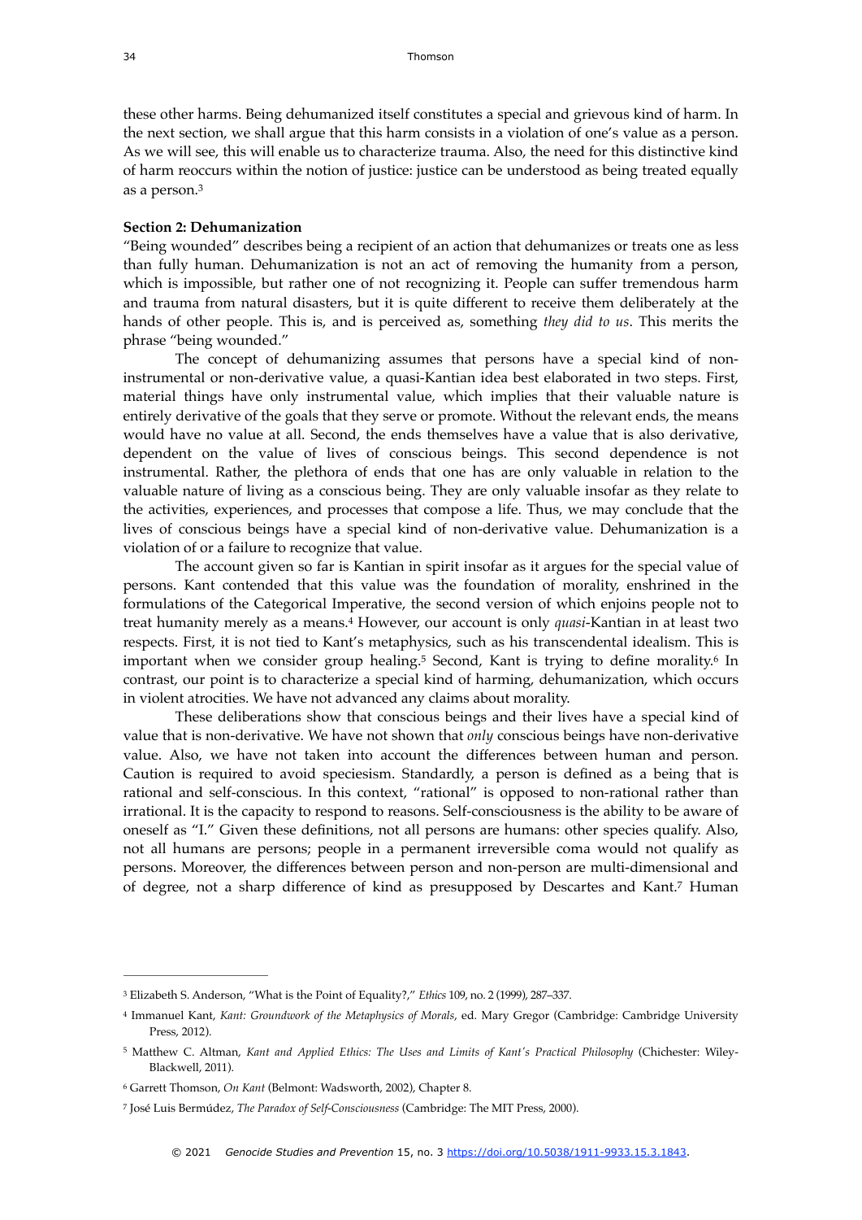these other harms. Being dehumanized itself constitutes a special and grievous kind of harm. In the next section, we shall argue that this harm consists in a violation of one's value as a person. As we will see, this will enable us to characterize trauma. Also, the need for this distinctive kind of harm reoccurs within the notion of justice: justice can be understood as being treated equally as a person.[3]

**Section 2: Dehumanization**

"Being wounded" describes being a recipient of an action that dehumanizes or treats one as less than fully human. Dehumanization is not an act of removing the humanity from a person, which is impossible, but rather one of not recognizing it. People can suffer tremendous harm and trauma from natural disasters, but it is quite different to receive them deliberately at the hands of other people. This is, and is perceived as, something *they did to us*. This merits the phrase "being wounded."

The concept of dehumanizing assumes that persons have a special kind of non-instrumental or non-derivative value, a quasi-Kantian idea best elaborated in two steps. First, material things have only instrumental value, which implies that their valuable nature is entirely derivative of the goals that they serve or promote. Without the relevant ends, the means would have no value at all. Second, the ends themselves have a value that is also derivative, dependent on the value of lives of conscious beings. This second dependence is not instrumental. Rather, the plethora of ends that one has are only valuable in relation to the valuable nature of living as a conscious being. They are only valuable insofar as they relate to the activities, experiences, and processes that compose a life. Thus, we may conclude that the lives of conscious beings have a special kind of non-derivative value. Dehumanization is a violation of or a failure to recognize that value.

The account given so far is Kantian in spirit insofar as it argues for the special value of persons. Kant contended that this value was the foundation of morality, enshrined in the formulations of the Categorical Imperative, the second version of which enjoins people not to treat humanity merely as a means.[4] However, our account is only *quasi*-Kantian in at least two respects. First, it is not tied to Kant's metaphysics, such as his transcendental idealism. This is important when we consider group healing.[5] Second, Kant is trying to define morality.[6] In contrast, our point is to characterize a special kind of harming, dehumanization, which occurs in violent atrocities. We have not advanced any claims about morality.

These deliberations show that conscious beings and their lives have a special kind of value that is non-derivative. We have not shown that *only* conscious beings have non-derivative value. Also, we have not taken into account the differences between human and person. Caution is required to avoid speciesism. Standardly, a person is defined as a being that is rational and self-conscious. In this context, "rational" is opposed to non-rational rather than irrational. It is the capacity to respond to reasons. Self-consciousness is the ability to be aware of oneself as "I." Given these definitions, not all persons are humans: other species qualify. Also, not all humans are persons; people in a permanent irreversible coma would not qualify as persons. Moreover, the differences between person and non-person are multi-dimensional and of degree, not a sharp difference of kind as presupposed by Descartes and Kant.[7] Human

---

[3] Elizabeth S. Anderson, "What is the Point of Equality?," *Ethics* 109, no. 2 (1999), 287–337.

[4] Immanuel Kant, *Kant: Groundwork of the Metaphysics of Morals*, ed. Mary Gregor (Cambridge: Cambridge University Press, 2012).

[5] Matthew C. Altman, *Kant and Applied Ethics: The Uses and Limits of Kant's Practical Philosophy* (Chichester: Wiley-Blackwell, 2011).

[6] Garrett Thomson, *On Kant* (Belmont: Wadsworth, 2002), Chapter 8.

[7] José Luis Bermúdez, *The Paradox of Self-Consciousness* (Cambridge: The MIT Press, 2000).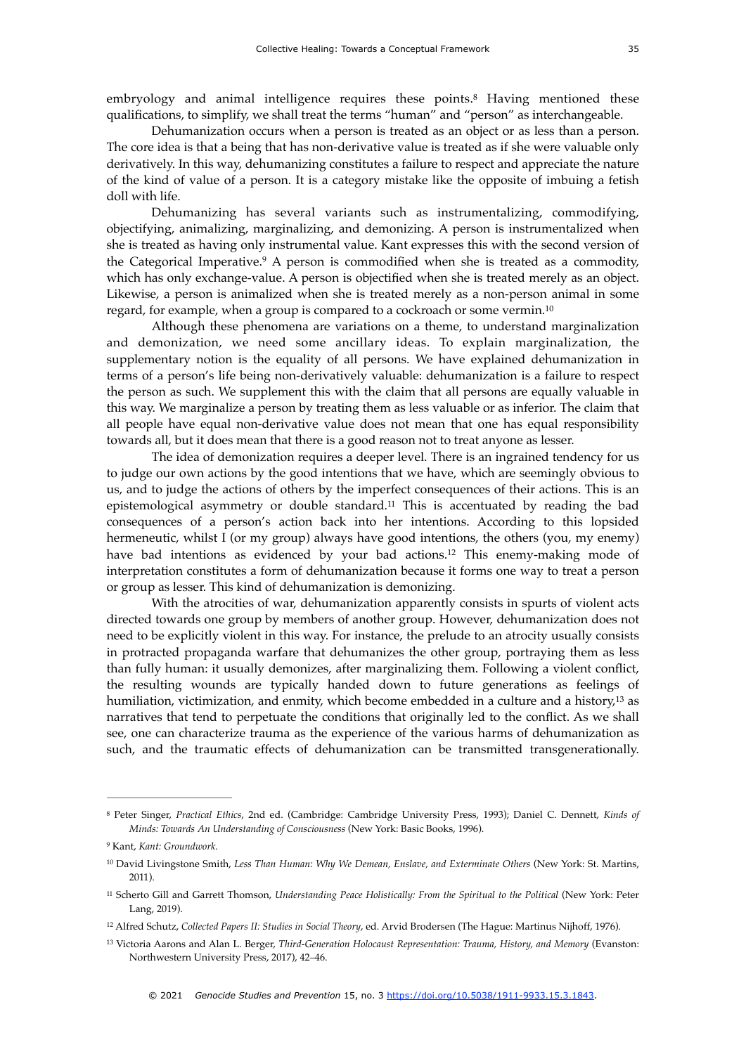embryology and animal intelligence requires these points.[8] Having mentioned these qualifications, to simplify, we shall treat the terms "human" and "person" as interchangeable.

Dehumanization occurs when a person is treated as an object or as less than a person. The core idea is that a being that has non-derivative value is treated as if she were valuable only derivatively. In this way, dehumanizing constitutes a failure to respect and appreciate the nature of the kind of value of a person. It is a category mistake like the opposite of imbuing a fetish doll with life.

Dehumanizing has several variants such as instrumentalizing, commodifying, objectifying, animalizing, marginalizing, and demonizing. A person is instrumentalized when she is treated as having only instrumental value. Kant expresses this with the second version of the Categorical Imperative.[9] A person is commodified when she is treated as a commodity, which has only exchange-value. A person is objectified when she is treated merely as an object. Likewise, a person is animalized when she is treated merely as a non-person animal in some regard, for example, when a group is compared to a cockroach or some vermin.[10]

Although these phenomena are variations on a theme, to understand marginalization and demonization, we need some ancillary ideas. To explain marginalization, the supplementary notion is the equality of all persons. We have explained dehumanization in terms of a person's life being non-derivatively valuable: dehumanization is a failure to respect the person as such. We supplement this with the claim that all persons are equally valuable in this way. We marginalize a person by treating them as less valuable or as inferior. The claim that all people have equal non-derivative value does not mean that one has equal responsibility towards all, but it does mean that there is a good reason not to treat anyone as lesser.

The idea of demonization requires a deeper level. There is an ingrained tendency for us to judge our own actions by the good intentions that we have, which are seemingly obvious to us, and to judge the actions of others by the imperfect consequences of their actions. This is an epistemological asymmetry or double standard.[11] This is accentuated by reading the bad consequences of a person's action back into her intentions. According to this lopsided hermeneutic, whilst I (or my group) always have good intentions, the others (you, my enemy) have bad intentions as evidenced by your bad actions.[12] This enemy-making mode of interpretation constitutes a form of dehumanization because it forms one way to treat a person or group as lesser. This kind of dehumanization is demonizing.

With the atrocities of war, dehumanization apparently consists in spurts of violent acts directed towards one group by members of another group. However, dehumanization does not need to be explicitly violent in this way. For instance, the prelude to an atrocity usually consists in protracted propaganda warfare that dehumanizes the other group, portraying them as less than fully human: it usually demonizes, after marginalizing them. Following a violent conflict, the resulting wounds are typically handed down to future generations as feelings of humiliation, victimization, and enmity, which become embedded in a culture and a history,[13] as narratives that tend to perpetuate the conditions that originally led to the conflict. As we shall see, one can characterize trauma as the experience of the various harms of dehumanization as such, and the traumatic effects of dehumanization can be transmitted transgenerationally.

---

[8] Peter Singer, *Practical Ethics*, 2nd ed. (Cambridge: Cambridge University Press, 1993); Daniel C. Dennett, *Kinds of Minds: Towards An Understanding of Consciousness* (New York: Basic Books, 1996).

[9] Kant, *Kant: Groundwork*.

[10] David Livingstone Smith, *Less Than Human: Why We Demean, Enslave, and Exterminate Others* (New York: St. Martins, 2011).

[11] Scherto Gill and Garrett Thomson, *Understanding Peace Holistically: From the Spiritual to the Political* (New York: Peter Lang, 2019).

[12] Alfred Schutz, *Collected Papers II: Studies in Social Theory*, ed. Arvid Brodersen (The Hague: Martinus Nijhoff, 1976).

[13] Victoria Aarons and Alan L. Berger, *Third-Generation Holocaust Representation: Trauma, History, and Memory* (Evanston: Northwestern University Press, 2017), 42–46.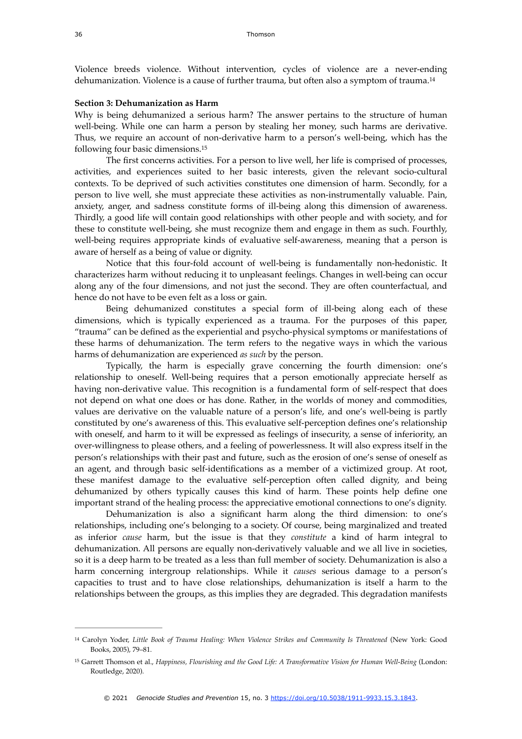Violence breeds violence. Without intervention, cycles of violence are a never-ending dehumanization. Violence is a cause of further trauma, but often also a symptom of trauma.[14]

**Section 3: Dehumanization as Harm**

Why is being dehumanized a serious harm? The answer pertains to the structure of human well-being. While one can harm a person by stealing her money, such harms are derivative. Thus, we require an account of non-derivative harm to a person's well-being, which has the following four basic dimensions.[15]

The first concerns activities. For a person to live well, her life is comprised of processes, activities, and experiences suited to her basic interests, given the relevant socio-cultural contexts. To be deprived of such activities constitutes one dimension of harm. Secondly, for a person to live well, she must appreciate these activities as non-instrumentally valuable. Pain, anxiety, anger, and sadness constitute forms of ill-being along this dimension of awareness. Thirdly, a good life will contain good relationships with other people and with society, and for these to constitute well-being, she must recognize them and engage in them as such. Fourthly, well-being requires appropriate kinds of evaluative self-awareness, meaning that a person is aware of herself as a being of value or dignity.

Notice that this four-fold account of well-being is fundamentally non-hedonistic. It characterizes harm without reducing it to unpleasant feelings. Changes in well-being can occur along any of the four dimensions, and not just the second. They are often counterfactual, and hence do not have to be even felt as a loss or gain.

Being dehumanized constitutes a special form of ill-being along each of these dimensions, which is typically experienced as a trauma. For the purposes of this paper, "trauma" can be defined as the experiential and psycho-physical symptoms or manifestations of these harms of dehumanization. The term refers to the negative ways in which the various harms of dehumanization are experienced *as such* by the person.

Typically, the harm is especially grave concerning the fourth dimension: one's relationship to oneself. Well-being requires that a person emotionally appreciate herself as having non-derivative value. This recognition is a fundamental form of self-respect that does not depend on what one does or has done. Rather, in the worlds of money and commodities, values are derivative on the valuable nature of a person's life, and one's well-being is partly constituted by one's awareness of this. This evaluative self-perception defines one's relationship with oneself, and harm to it will be expressed as feelings of insecurity, a sense of inferiority, an over-willingness to please others, and a feeling of powerlessness. It will also express itself in the person's relationships with their past and future, such as the erosion of one's sense of oneself as an agent, and through basic self-identifications as a member of a victimized group. At root, these manifest damage to the evaluative self-perception often called dignity, and being dehumanized by others typically causes this kind of harm. These points help define one important strand of the healing process: the appreciative emotional connections to one's dignity.

Dehumanization is also a significant harm along the third dimension: to one's relationships, including one's belonging to a society. Of course, being marginalized and treated as inferior *cause* harm, but the issue is that they *constitute* a kind of harm integral to dehumanization. All persons are equally non-derivatively valuable and we all live in societies, so it is a deep harm to be treated as a less than full member of society. Dehumanization is also a harm concerning intergroup relationships. While it *causes* serious damage to a person's capacities to trust and to have close relationships, dehumanization is itself a harm to the relationships between the groups, as this implies they are degraded. This degradation manifests

---

[14] Carolyn Yoder, *Little Book of Trauma Healing: When Violence Strikes and Community Is Threatened* (New York: Good Books, 2005), 79–81.

[15] Garrett Thomson et al., *Happiness, Flourishing and the Good Life: A Transformative Vision for Human Well-Being* (London: Routledge, 2020).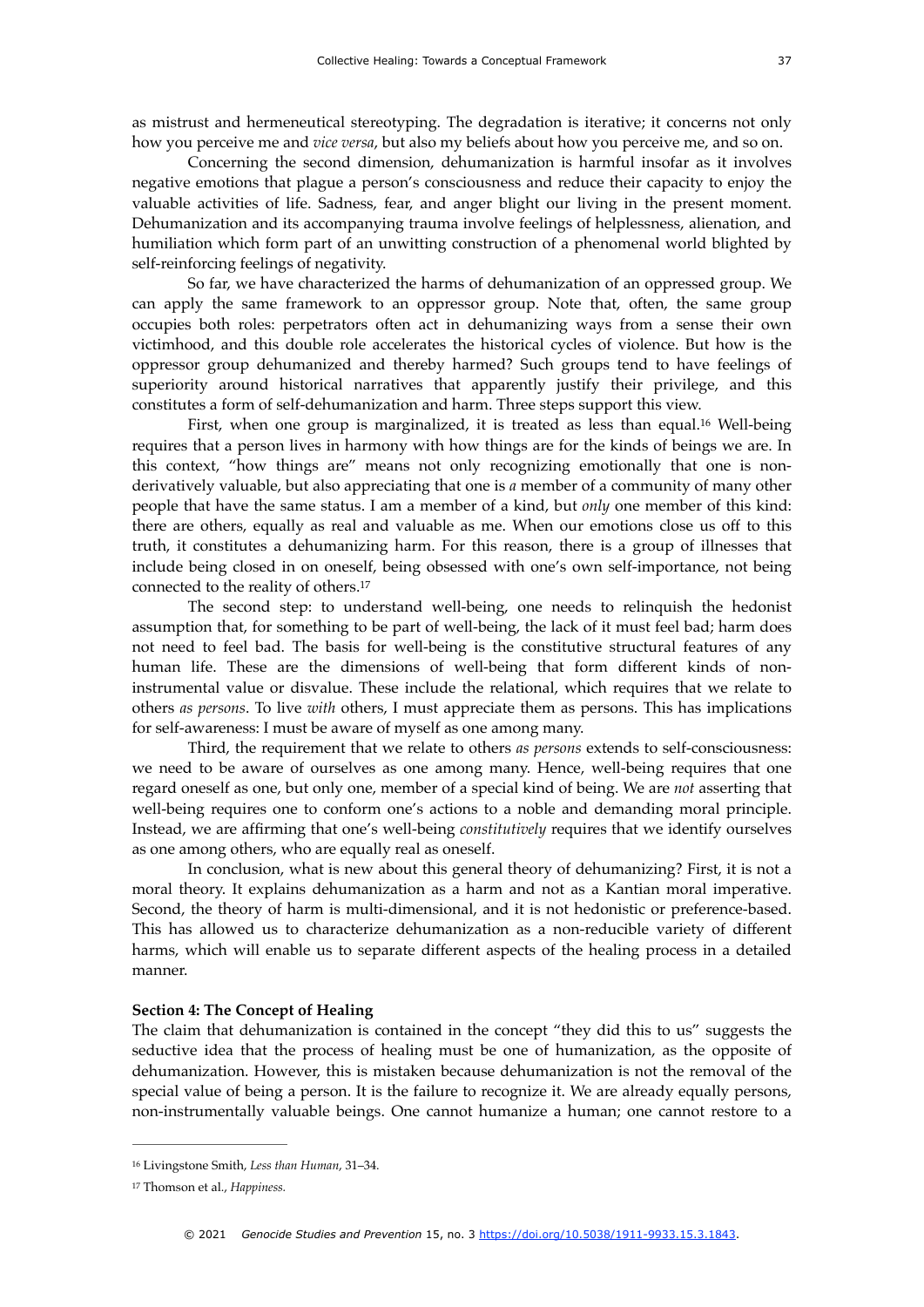as mistrust and hermeneutical stereotyping. The degradation is iterative; it concerns not only how you perceive me and *vice versa*, but also my beliefs about how you perceive me, and so on.

Concerning the second dimension, dehumanization is harmful insofar as it involves negative emotions that plague a person's consciousness and reduce their capacity to enjoy the valuable activities of life. Sadness, fear, and anger blight our living in the present moment. Dehumanization and its accompanying trauma involve feelings of helplessness, alienation, and humiliation which form part of an unwitting construction of a phenomenal world blighted by self-reinforcing feelings of negativity.

So far, we have characterized the harms of dehumanization of an oppressed group. We can apply the same framework to an oppressor group. Note that, often, the same group occupies both roles: perpetrators often act in dehumanizing ways from a sense their own victimhood, and this double role accelerates the historical cycles of violence. But how is the oppressor group dehumanized and thereby harmed? Such groups tend to have feelings of superiority around historical narratives that apparently justify their privilege, and this constitutes a form of self-dehumanization and harm. Three steps support this view.

First, when one group is marginalized, it is treated as less than equal.[16] Well-being requires that a person lives in harmony with how things are for the kinds of beings we are. In this context, "how things are" means not only recognizing emotionally that one is non-derivatively valuable, but also appreciating that one is *a* member of a community of many other people that have the same status. I am a member of a kind, but *only* one member of this kind: there are others, equally as real and valuable as me. When our emotions close us off to this truth, it constitutes a dehumanizing harm. For this reason, there is a group of illnesses that include being closed in on oneself, being obsessed with one's own self-importance, not being connected to the reality of others.[17]

The second step: to understand well-being, one needs to relinquish the hedonist assumption that, for something to be part of well-being, the lack of it must feel bad; harm does not need to feel bad. The basis for well-being is the constitutive structural features of any human life. These are the dimensions of well-being that form different kinds of non-instrumental value or disvalue. These include the relational, which requires that we relate to others *as persons*. To live *with* others, I must appreciate them as persons. This has implications for self-awareness: I must be aware of myself as one among many.

Third, the requirement that we relate to others *as persons* extends to self-consciousness: we need to be aware of ourselves as one among many. Hence, well-being requires that one regard oneself as one, but only one, member of a special kind of being. We are *not* asserting that well-being requires one to conform one's actions to a noble and demanding moral principle. Instead, we are affirming that one's well-being *constitutively* requires that we identify ourselves as one among others, who are equally real as oneself.

In conclusion, what is new about this general theory of dehumanizing? First, it is not a moral theory. It explains dehumanization as a harm and not as a Kantian moral imperative. Second, the theory of harm is multi-dimensional, and it is not hedonistic or preference-based. This has allowed us to characterize dehumanization as a non-reducible variety of different harms, which will enable us to separate different aspects of the healing process in a detailed manner.

### Section 4: The Concept of Healing

The claim that dehumanization is contained in the concept "they did this to us" suggests the seductive idea that the process of healing must be one of humanization, as the opposite of dehumanization. However, this is mistaken because dehumanization is not the removal of the special value of being a person. It is the failure to recognize it. We are already equally persons, non-instrumentally valuable beings. One cannot humanize a human; one cannot restore to a

---

[16] Livingstone Smith, *Less than Human*, 31–34.

[17] Thomson et al., *Happiness.*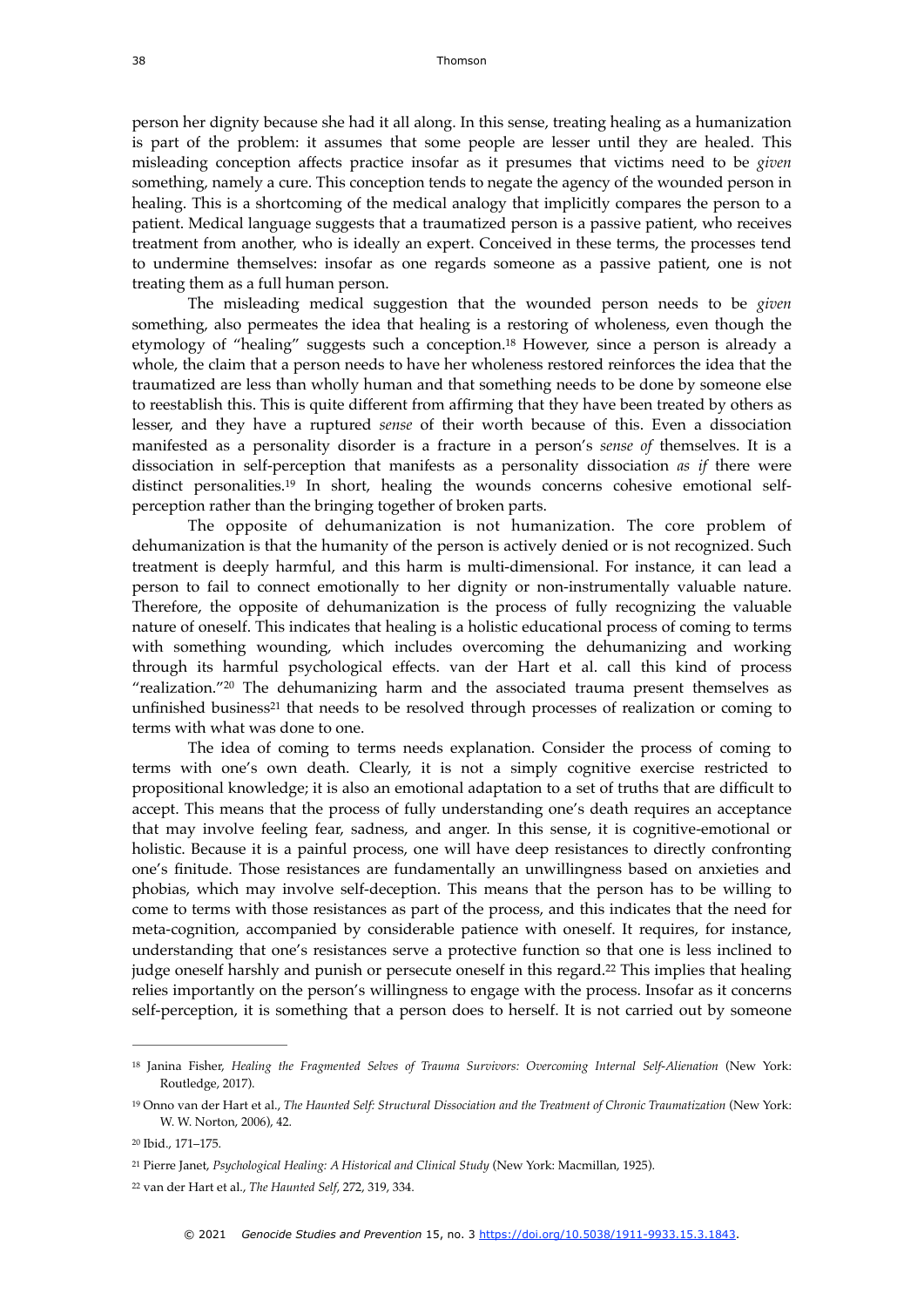person her dignity because she had it all along. In this sense, treating healing as a humanization is part of the problem: it assumes that some people are lesser until they are healed. This misleading conception affects practice insofar as it presumes that victims need to be *given* something, namely a cure. This conception tends to negate the agency of the wounded person in healing. This is a shortcoming of the medical analogy that implicitly compares the person to a patient. Medical language suggests that a traumatized person is a passive patient, who receives treatment from another, who is ideally an expert. Conceived in these terms, the processes tend to undermine themselves: insofar as one regards someone as a passive patient, one is not treating them as a full human person.

The misleading medical suggestion that the wounded person needs to be *given* something, also permeates the idea that healing is a restoring of wholeness, even though the etymology of "healing" suggests such a conception.[18] However, since a person is already a whole, the claim that a person needs to have her wholeness restored reinforces the idea that the traumatized are less than wholly human and that something needs to be done by someone else to reestablish this. This is quite different from affirming that they have been treated by others as lesser, and they have a ruptured *sense* of their worth because of this. Even a dissociation manifested as a personality disorder is a fracture in a person's *sense of* themselves. It is a dissociation in self-perception that manifests as a personality dissociation *as if* there were distinct personalities.[19] In short, healing the wounds concerns cohesive emotional self-perception rather than the bringing together of broken parts.

The opposite of dehumanization is not humanization. The core problem of dehumanization is that the humanity of the person is actively denied or is not recognized. Such treatment is deeply harmful, and this harm is multi-dimensional. For instance, it can lead a person to fail to connect emotionally to her dignity or non-instrumentally valuable nature. Therefore, the opposite of dehumanization is the process of fully recognizing the valuable nature of oneself. This indicates that healing is a holistic educational process of coming to terms with something wounding, which includes overcoming the dehumanizing and working through its harmful psychological effects. van der Hart et al. call this kind of process "realization."[20] The dehumanizing harm and the associated trauma present themselves as unfinished business[21] that needs to be resolved through processes of realization or coming to terms with what was done to one.

The idea of coming to terms needs explanation. Consider the process of coming to terms with one's own death. Clearly, it is not a simply cognitive exercise restricted to propositional knowledge; it is also an emotional adaptation to a set of truths that are difficult to accept. This means that the process of fully understanding one's death requires an acceptance that may involve feeling fear, sadness, and anger. In this sense, it is cognitive-emotional or holistic. Because it is a painful process, one will have deep resistances to directly confronting one's finitude. Those resistances are fundamentally an unwillingness based on anxieties and phobias, which may involve self-deception. This means that the person has to be willing to come to terms with those resistances as part of the process, and this indicates that the need for meta-cognition, accompanied by considerable patience with oneself. It requires, for instance, understanding that one's resistances serve a protective function so that one is less inclined to judge oneself harshly and punish or persecute oneself in this regard.[22] This implies that healing relies importantly on the person's willingness to engage with the process. Insofar as it concerns self-perception, it is something that a person does to herself. It is not carried out by someone

---

[18] Janina Fisher, *Healing the Fragmented Selves of Trauma Survivors: Overcoming Internal Self-Alienation* (New York: Routledge, 2017).

[19] Onno van der Hart et al., *The Haunted Self: Structural Dissociation and the Treatment of Chronic Traumatization* (New York: W. W. Norton, 2006), 42.

[20] Ibid., 171–175.

[21] Pierre Janet, *Psychological Healing: A Historical and Clinical Study* (New York: Macmillan, 1925).

[22] van der Hart et al., *The Haunted Self*, 272, 319, 334.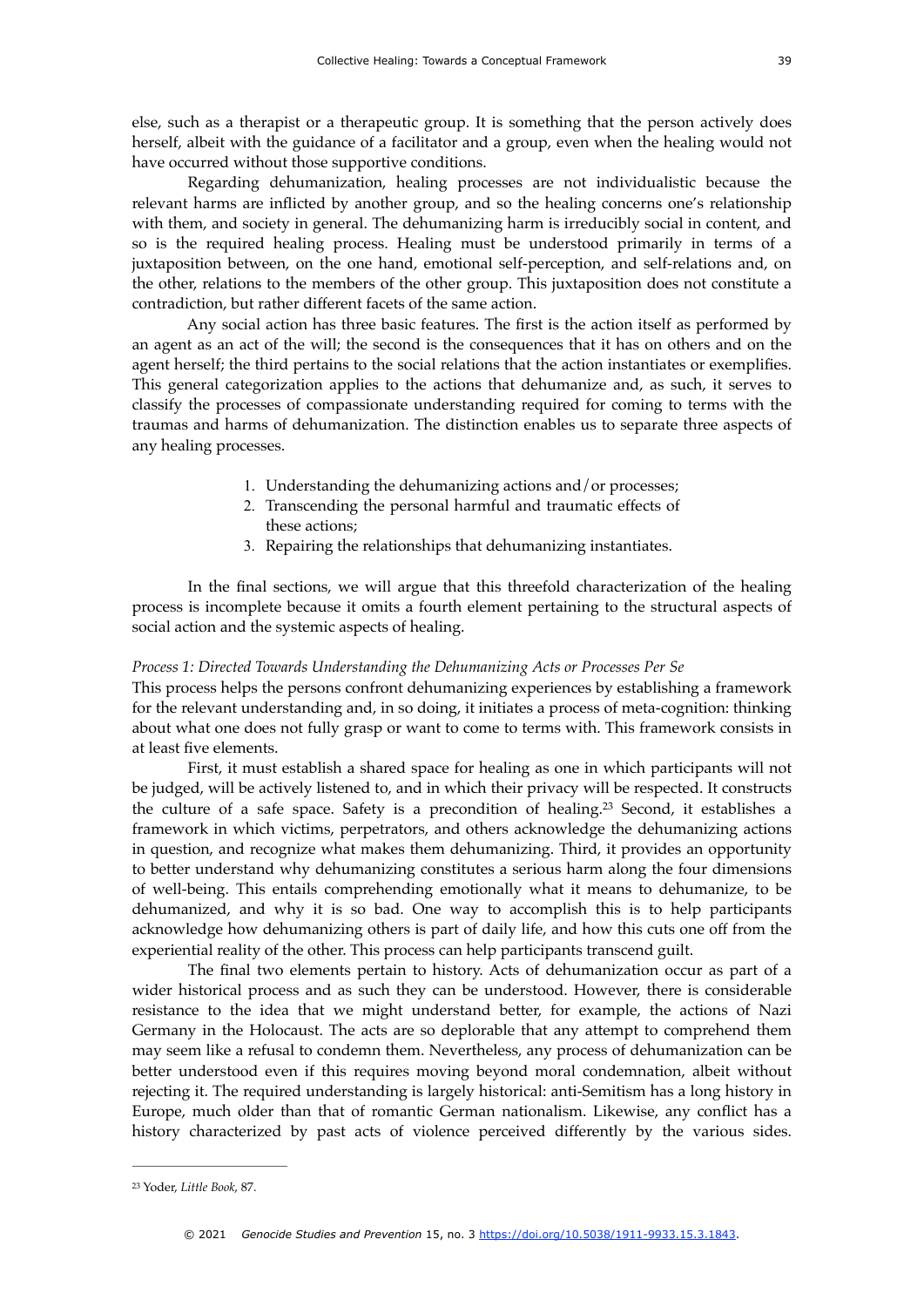else, such as a therapist or a therapeutic group. It is something that the person actively does herself, albeit with the guidance of a facilitator and a group, even when the healing would not have occurred without those supportive conditions.

Regarding dehumanization, healing processes are not individualistic because the relevant harms are inflicted by another group, and so the healing concerns one's relationship with them, and society in general. The dehumanizing harm is irreducibly social in content, and so is the required healing process. Healing must be understood primarily in terms of a juxtaposition between, on the one hand, emotional self-perception, and self-relations and, on the other, relations to the members of the other group. This juxtaposition does not constitute a contradiction, but rather different facets of the same action.

Any social action has three basic features. The first is the action itself as performed by an agent as an act of the will; the second is the consequences that it has on others and on the agent herself; the third pertains to the social relations that the action instantiates or exemplifies. This general categorization applies to the actions that dehumanize and, as such, it serves to classify the processes of compassionate understanding required for coming to terms with the traumas and harms of dehumanization. The distinction enables us to separate three aspects of any healing processes.

1. Understanding the dehumanizing actions and/or processes;
2. Transcending the personal harmful and traumatic effects of these actions;
3. Repairing the relationships that dehumanizing instantiates.

In the final sections, we will argue that this threefold characterization of the healing process is incomplete because it omits a fourth element pertaining to the structural aspects of social action and the systemic aspects of healing.

*Process 1: Directed Towards Understanding the Dehumanizing Acts or Processes Per Se*

This process helps the persons confront dehumanizing experiences by establishing a framework for the relevant understanding and, in so doing, it initiates a process of meta-cognition: thinking about what one does not fully grasp or want to come to terms with. This framework consists in at least five elements.

First, it must establish a shared space for healing as one in which participants will not be judged, will be actively listened to, and in which their privacy will be respected. It constructs the culture of a safe space. Safety is a precondition of healing.[23] Second, it establishes a framework in which victims, perpetrators, and others acknowledge the dehumanizing actions in question, and recognize what makes them dehumanizing. Third, it provides an opportunity to better understand why dehumanizing constitutes a serious harm along the four dimensions of well-being. This entails comprehending emotionally what it means to dehumanize, to be dehumanized, and why it is so bad. One way to accomplish this is to help participants acknowledge how dehumanizing others is part of daily life, and how this cuts one off from the experiential reality of the other. This process can help participants transcend guilt.

The final two elements pertain to history. Acts of dehumanization occur as part of a wider historical process and as such they can be understood. However, there is considerable resistance to the idea that we might understand better, for example, the actions of Nazi Germany in the Holocaust. The acts are so deplorable that any attempt to comprehend them may seem like a refusal to condemn them. Nevertheless, any process of dehumanization can be better understood even if this requires moving beyond moral condemnation, albeit without rejecting it. The required understanding is largely historical: anti-Semitism has a long history in Europe, much older than that of romantic German nationalism. Likewise, any conflict has a history characterized by past acts of violence perceived differently by the various sides.

---

[23] Yoder, *Little Book*, 87.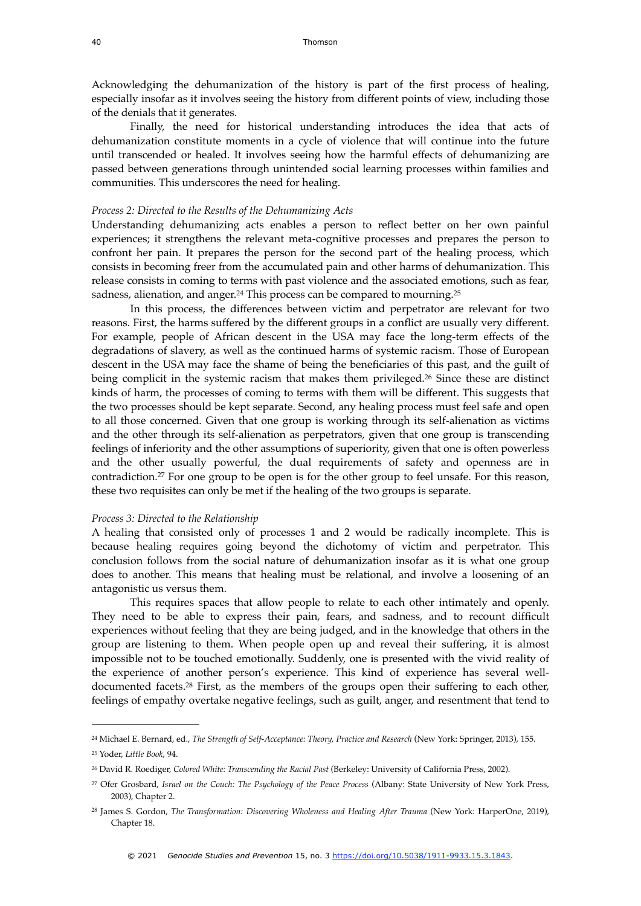Acknowledging the dehumanization of the history is part of the first process of healing, especially insofar as it involves seeing the history from different points of view, including those of the denials that it generates.

Finally, the need for historical understanding introduces the idea that acts of dehumanization constitute moments in a cycle of violence that will continue into the future until transcended or healed. It involves seeing how the harmful effects of dehumanizing are passed between generations through unintended social learning processes within families and communities. This underscores the need for healing.

*Process 2: Directed to the Results of the Dehumanizing Acts*

Understanding dehumanizing acts enables a person to reflect better on her own painful experiences; it strengthens the relevant meta-cognitive processes and prepares the person to confront her pain. It prepares the person for the second part of the healing process, which consists in becoming freer from the accumulated pain and other harms of dehumanization. This release consists in coming to terms with past violence and the associated emotions, such as fear, sadness, alienation, and anger.[24] This process can be compared to mourning.[25]

In this process, the differences between victim and perpetrator are relevant for two reasons. First, the harms suffered by the different groups in a conflict are usually very different. For example, people of African descent in the USA may face the long-term effects of the degradations of slavery, as well as the continued harms of systemic racism. Those of European descent in the USA may face the shame of being the beneficiaries of this past, and the guilt of being complicit in the systemic racism that makes them privileged.[26] Since these are distinct kinds of harm, the processes of coming to terms with them will be different. This suggests that the two processes should be kept separate. Second, any healing process must feel safe and open to all those concerned. Given that one group is working through its self-alienation as victims and the other through its self-alienation as perpetrators, given that one group is transcending feelings of inferiority and the other assumptions of superiority, given that one is often powerless and the other usually powerful, the dual requirements of safety and openness are in contradiction.[27] For one group to be open is for the other group to feel unsafe. For this reason, these two requisites can only be met if the healing of the two groups is separate.

*Process 3: Directed to the Relationship*

A healing that consisted only of processes 1 and 2 would be radically incomplete. This is because healing requires going beyond the dichotomy of victim and perpetrator. This conclusion follows from the social nature of dehumanization insofar as it is what one group does to another. This means that healing must be relational, and involve a loosening of an antagonistic us versus them.

This requires spaces that allow people to relate to each other intimately and openly. They need to be able to express their pain, fears, and sadness, and to recount difficult experiences without feeling that they are being judged, and in the knowledge that others in the group are listening to them. When people open up and reveal their suffering, it is almost impossible not to be touched emotionally. Suddenly, one is presented with the vivid reality of the experience of another person's experience. This kind of experience has several well-documented facets.[28] First, as the members of the groups open their suffering to each other, feelings of empathy overtake negative feelings, such as guilt, anger, and resentment that tend to

---

[24] Michael E. Bernard, ed., *The Strength of Self-Acceptance: Theory, Practice and Research* (New York: Springer, 2013), 155.

[25] Yoder, *Little Book*, 94.

[26] David R. Roediger, *Colored White: Transcending the Racial Past* (Berkeley: University of California Press, 2002).

[27] Ofer Grosbard, *Israel on the Couch: The Psychology of the Peace Process* (Albany: State University of New York Press, 2003), Chapter 2.

[28] James S. Gordon, *The Transformation: Discovering Wholeness and Healing After Trauma* (New York: HarperOne, 2019), Chapter 18.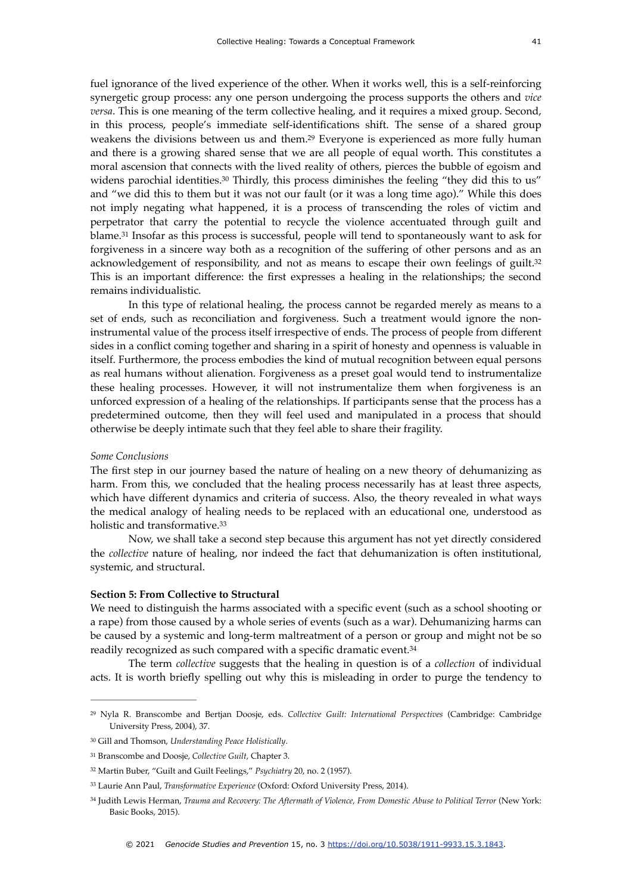fuel ignorance of the lived experience of the other. When it works well, this is a self-reinforcing synergetic group process: any one person undergoing the process supports the others and *vice versa*. This is one meaning of the term collective healing, and it requires a mixed group. Second, in this process, people's immediate self-identifications shift. The sense of a shared group weakens the divisions between us and them.[29] Everyone is experienced as more fully human and there is a growing shared sense that we are all people of equal worth. This constitutes a moral ascension that connects with the lived reality of others, pierces the bubble of egoism and widens parochial identities.[30] Thirdly, this process diminishes the feeling "they did this to us" and "we did this to them but it was not our fault (or it was a long time ago)." While this does not imply negating what happened, it is a process of transcending the roles of victim and perpetrator that carry the potential to recycle the violence accentuated through guilt and blame.[31] Insofar as this process is successful, people will tend to spontaneously want to ask for forgiveness in a sincere way both as a recognition of the suffering of other persons and as an acknowledgement of responsibility, and not as means to escape their own feelings of guilt.[32] This is an important difference: the first expresses a healing in the relationships; the second remains individualistic.

In this type of relational healing, the process cannot be regarded merely as means to a set of ends, such as reconciliation and forgiveness. Such a treatment would ignore the non-instrumental value of the process itself irrespective of ends. The process of people from different sides in a conflict coming together and sharing in a spirit of honesty and openness is valuable in itself. Furthermore, the process embodies the kind of mutual recognition between equal persons as real humans without alienation. Forgiveness as a preset goal would tend to instrumentalize these healing processes. However, it will not instrumentalize them when forgiveness is an unforced expression of a healing of the relationships. If participants sense that the process has a predetermined outcome, then they will feel used and manipulated in a process that should otherwise be deeply intimate such that they feel able to share their fragility.

*Some Conclusions*

The first step in our journey based the nature of healing on a new theory of dehumanizing as harm. From this, we concluded that the healing process necessarily has at least three aspects, which have different dynamics and criteria of success. Also, the theory revealed in what ways the medical analogy of healing needs to be replaced with an educational one, understood as holistic and transformative.[33]

Now, we shall take a second step because this argument has not yet directly considered the *collective* nature of healing, nor indeed the fact that dehumanization is often institutional, systemic, and structural.

**Section 5: From Collective to Structural**

We need to distinguish the harms associated with a specific event (such as a school shooting or a rape) from those caused by a whole series of events (such as a war). Dehumanizing harms can be caused by a systemic and long-term maltreatment of a person or group and might not be so readily recognized as such compared with a specific dramatic event.[34]

The term *collective* suggests that the healing in question is of a *collection* of individual acts. It is worth briefly spelling out why this is misleading in order to purge the tendency to

---

[29] Nyla R. Branscombe and Bertjan Doosje, eds. *Collective Guilt: International Perspectives* (Cambridge: Cambridge University Press, 2004), 37.

[30] Gill and Thomson, *Understanding Peace Holistically*.

[31] Branscombe and Doosje, *Collective Guilt*, Chapter 3.

[32] Martin Buber, "Guilt and Guilt Feelings," *Psychiatry* 20, no. 2 (1957).

[33] Laurie Ann Paul, *Transformative Experience* (Oxford: Oxford University Press, 2014).

[34] Judith Lewis Herman, *Trauma and Recovery: The Aftermath of Violence, From Domestic Abuse to Political Terror* (New York: Basic Books, 2015).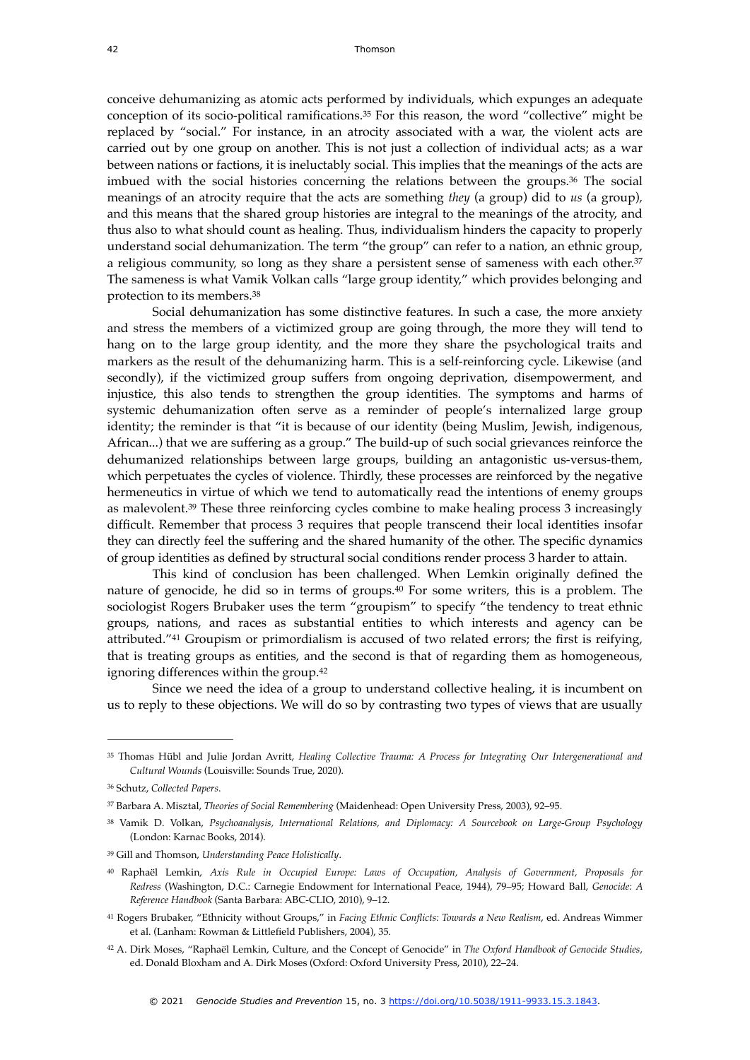conceive dehumanizing as atomic acts performed by individuals, which expunges an adequate conception of its socio-political ramifications.[35] For this reason, the word "collective" might be replaced by "social." For instance, in an atrocity associated with a war, the violent acts are carried out by one group on another. This is not just a collection of individual acts; as a war between nations or factions, it is ineluctably social. This implies that the meanings of the acts are imbued with the social histories concerning the relations between the groups.[36] The social meanings of an atrocity require that the acts are something *they* (a group) did to *us* (a group), and this means that the shared group histories are integral to the meanings of the atrocity, and thus also to what should count as healing. Thus, individualism hinders the capacity to properly understand social dehumanization. The term "the group" can refer to a nation, an ethnic group, a religious community, so long as they share a persistent sense of sameness with each other.[37] The sameness is what Vamik Volkan calls "large group identity," which provides belonging and protection to its members.[38]

Social dehumanization has some distinctive features. In such a case, the more anxiety and stress the members of a victimized group are going through, the more they will tend to hang on to the large group identity, and the more they share the psychological traits and markers as the result of the dehumanizing harm. This is a self-reinforcing cycle. Likewise (and secondly), if the victimized group suffers from ongoing deprivation, disempowerment, and injustice, this also tends to strengthen the group identities. The symptoms and harms of systemic dehumanization often serve as a reminder of people's internalized large group identity; the reminder is that "it is because of our identity (being Muslim, Jewish, indigenous, African...) that we are suffering as a group." The build-up of such social grievances reinforce the dehumanized relationships between large groups, building an antagonistic us-versus-them, which perpetuates the cycles of violence. Thirdly, these processes are reinforced by the negative hermeneutics in virtue of which we tend to automatically read the intentions of enemy groups as malevolent.[39] These three reinforcing cycles combine to make healing process 3 increasingly difficult. Remember that process 3 requires that people transcend their local identities insofar they can directly feel the suffering and the shared humanity of the other. The specific dynamics of group identities as defined by structural social conditions render process 3 harder to attain.

This kind of conclusion has been challenged. When Lemkin originally defined the nature of genocide, he did so in terms of groups.[40] For some writers, this is a problem. The sociologist Rogers Brubaker uses the term "groupism" to specify "the tendency to treat ethnic groups, nations, and races as substantial entities to which interests and agency can be attributed."[41] Groupism or primordialism is accused of two related errors; the first is reifying, that is treating groups as entities, and the second is that of regarding them as homogeneous, ignoring differences within the group.[42]

Since we need the idea of a group to understand collective healing, it is incumbent on us to reply to these objections. We will do so by contrasting two types of views that are usually

---

[35] Thomas Hübl and Julie Jordan Avritt, *Healing Collective Trauma: A Process for Integrating Our Intergenerational and Cultural Wounds* (Louisville: Sounds True, 2020).

[36] Schutz, *Collected Papers*.

[37] Barbara A. Misztal, *Theories of Social Remembering* (Maidenhead: Open University Press, 2003), 92–95.

[38] Vamik D. Volkan, *Psychoanalysis, International Relations, and Diplomacy: A Sourcebook on Large-Group Psychology* (London: Karnac Books, 2014).

[39] Gill and Thomson, *Understanding Peace Holistically*.

[40] Raphaël Lemkin, *Axis Rule in Occupied Europe: Laws of Occupation, Analysis of Government, Proposals for Redress* (Washington, D.C.: Carnegie Endowment for International Peace, 1944), 79–95; Howard Ball, *Genocide: A Reference Handbook* (Santa Barbara: ABC-CLIO, 2010), 9–12.

[41] Rogers Brubaker, "Ethnicity without Groups," in *Facing Ethnic Conflicts: Towards a New Realism*, ed. Andreas Wimmer et al. (Lanham: Rowman & Littlefield Publishers, 2004), 35.

[42] A. Dirk Moses, "Raphaël Lemkin, Culture, and the Concept of Genocide" in *The Oxford Handbook of Genocide Studies*, ed. Donald Bloxham and A. Dirk Moses (Oxford: Oxford University Press, 2010), 22–24.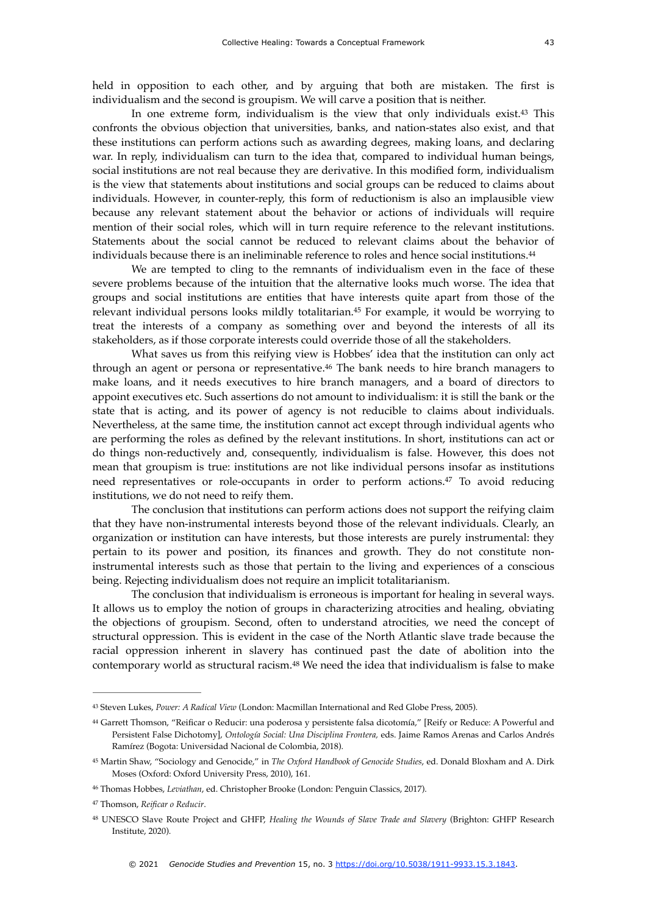held in opposition to each other, and by arguing that both are mistaken. The first is individualism and the second is groupism. We will carve a position that is neither.

In one extreme form, individualism is the view that only individuals exist.[43] This confronts the obvious objection that universities, banks, and nation-states also exist, and that these institutions can perform actions such as awarding degrees, making loans, and declaring war. In reply, individualism can turn to the idea that, compared to individual human beings, social institutions are not real because they are derivative. In this modified form, individualism is the view that statements about institutions and social groups can be reduced to claims about individuals. However, in counter-reply, this form of reductionism is also an implausible view because any relevant statement about the behavior or actions of individuals will require mention of their social roles, which will in turn require reference to the relevant institutions. Statements about the social cannot be reduced to relevant claims about the behavior of individuals because there is an ineliminable reference to roles and hence social institutions.[44]

We are tempted to cling to the remnants of individualism even in the face of these severe problems because of the intuition that the alternative looks much worse. The idea that groups and social institutions are entities that have interests quite apart from those of the relevant individual persons looks mildly totalitarian.[45] For example, it would be worrying to treat the interests of a company as something over and beyond the interests of all its stakeholders, as if those corporate interests could override those of all the stakeholders.

What saves us from this reifying view is Hobbes' idea that the institution can only act through an agent or persona or representative.[46] The bank needs to hire branch managers to make loans, and it needs executives to hire branch managers, and a board of directors to appoint executives etc. Such assertions do not amount to individualism: it is still the bank or the state that is acting, and its power of agency is not reducible to claims about individuals. Nevertheless, at the same time, the institution cannot act except through individual agents who are performing the roles as defined by the relevant institutions. In short, institutions can act or do things non-reductively and, consequently, individualism is false. However, this does not mean that groupism is true: institutions are not like individual persons insofar as institutions need representatives or role-occupants in order to perform actions.[47] To avoid reducing institutions, we do not need to reify them.

The conclusion that institutions can perform actions does not support the reifying claim that they have non-instrumental interests beyond those of the relevant individuals. Clearly, an organization or institution can have interests, but those interests are purely instrumental: they pertain to its power and position, its finances and growth. They do not constitute non-instrumental interests such as those that pertain to the living and experiences of a conscious being. Rejecting individualism does not require an implicit totalitarianism.

The conclusion that individualism is erroneous is important for healing in several ways. It allows us to employ the notion of groups in characterizing atrocities and healing, obviating the objections of groupism. Second, often to understand atrocities, we need the concept of structural oppression. This is evident in the case of the North Atlantic slave trade because the racial oppression inherent in slavery has continued past the date of abolition into the contemporary world as structural racism.[48] We need the idea that individualism is false to make

---

[43] Steven Lukes, *Power: A Radical View* (London: Macmillan International and Red Globe Press, 2005).

[44] Garrett Thomson, "Reificar o Reducir: una poderosa y persistente falsa dicotomía," [Reify or Reduce: A Powerful and Persistent False Dichotomy], *Ontología Social: Una Disciplina Frontera,* eds. Jaime Ramos Arenas and Carlos Andrés Ramírez (Bogota: Universidad Nacional de Colombia, 2018).

[45] Martin Shaw, "Sociology and Genocide," in *The Oxford Handbook of Genocide Studies*, ed. Donald Bloxham and A. Dirk Moses (Oxford: Oxford University Press, 2010), 161.

[46] Thomas Hobbes, *Leviathan*, ed. Christopher Brooke (London: Penguin Classics, 2017).

[47] Thomson, *Reificar o Reducir*.

[48] UNESCO Slave Route Project and GHFP, *Healing the Wounds of Slave Trade and Slavery* (Brighton: GHFP Research Institute, 2020).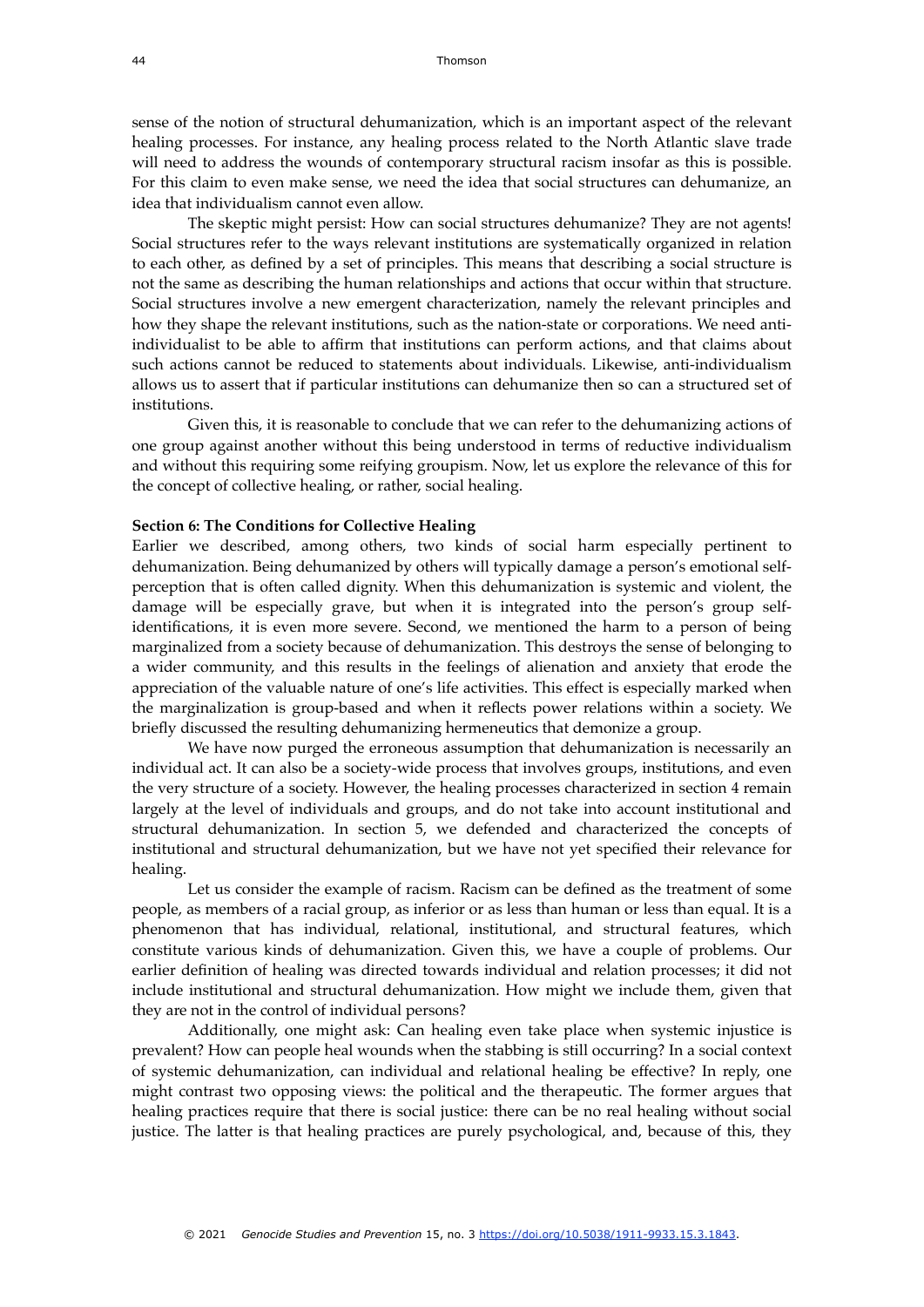sense of the notion of structural dehumanization, which is an important aspect of the relevant healing processes. For instance, any healing process related to the North Atlantic slave trade will need to address the wounds of contemporary structural racism insofar as this is possible. For this claim to even make sense, we need the idea that social structures can dehumanize, an idea that individualism cannot even allow.

The skeptic might persist: How can social structures dehumanize? They are not agents! Social structures refer to the ways relevant institutions are systematically organized in relation to each other, as defined by a set of principles. This means that describing a social structure is not the same as describing the human relationships and actions that occur within that structure. Social structures involve a new emergent characterization, namely the relevant principles and how they shape the relevant institutions, such as the nation-state or corporations. We need anti-individualist to be able to affirm that institutions can perform actions, and that claims about such actions cannot be reduced to statements about individuals. Likewise, anti-individualism allows us to assert that if particular institutions can dehumanize then so can a structured set of institutions.

Given this, it is reasonable to conclude that we can refer to the dehumanizing actions of one group against another without this being understood in terms of reductive individualism and without this requiring some reifying groupism. Now, let us explore the relevance of this for the concept of collective healing, or rather, social healing.

**Section 6: The Conditions for Collective Healing**

Earlier we described, among others, two kinds of social harm especially pertinent to dehumanization. Being dehumanized by others will typically damage a person's emotional self-perception that is often called dignity. When this dehumanization is systemic and violent, the damage will be especially grave, but when it is integrated into the person's group self-identifications, it is even more severe. Second, we mentioned the harm to a person of being marginalized from a society because of dehumanization. This destroys the sense of belonging to a wider community, and this results in the feelings of alienation and anxiety that erode the appreciation of the valuable nature of one's life activities. This effect is especially marked when the marginalization is group-based and when it reflects power relations within a society. We briefly discussed the resulting dehumanizing hermeneutics that demonize a group.

We have now purged the erroneous assumption that dehumanization is necessarily an individual act. It can also be a society-wide process that involves groups, institutions, and even the very structure of a society. However, the healing processes characterized in section 4 remain largely at the level of individuals and groups, and do not take into account institutional and structural dehumanization. In section 5, we defended and characterized the concepts of institutional and structural dehumanization, but we have not yet specified their relevance for healing.

Let us consider the example of racism. Racism can be defined as the treatment of some people, as members of a racial group, as inferior or as less than human or less than equal. It is a phenomenon that has individual, relational, institutional, and structural features, which constitute various kinds of dehumanization. Given this, we have a couple of problems. Our earlier definition of healing was directed towards individual and relation processes; it did not include institutional and structural dehumanization. How might we include them, given that they are not in the control of individual persons?

Additionally, one might ask: Can healing even take place when systemic injustice is prevalent? How can people heal wounds when the stabbing is still occurring? In a social context of systemic dehumanization, can individual and relational healing be effective? In reply, one might contrast two opposing views: the political and the therapeutic. The former argues that healing practices require that there is social justice: there can be no real healing without social justice. The latter is that healing practices are purely psychological, and, because of this, they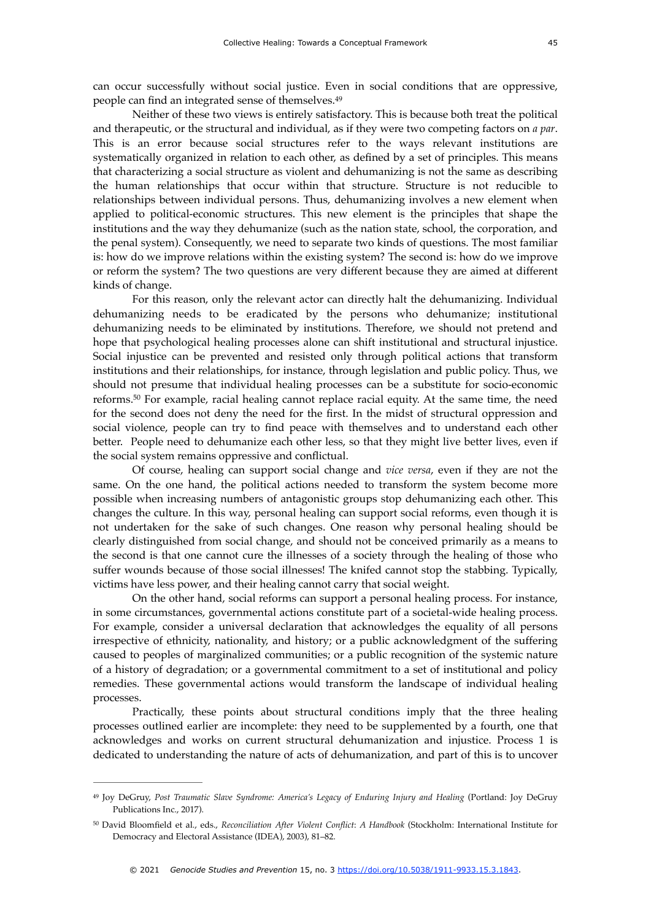can occur successfully without social justice. Even in social conditions that are oppressive, people can find an integrated sense of themselves.[49]

Neither of these two views is entirely satisfactory. This is because both treat the political and therapeutic, or the structural and individual, as if they were two competing factors on *a par*. This is an error because social structures refer to the ways relevant institutions are systematically organized in relation to each other, as defined by a set of principles. This means that characterizing a social structure as violent and dehumanizing is not the same as describing the human relationships that occur within that structure. Structure is not reducible to relationships between individual persons. Thus, dehumanizing involves a new element when applied to political-economic structures. This new element is the principles that shape the institutions and the way they dehumanize (such as the nation state, school, the corporation, and the penal system). Consequently, we need to separate two kinds of questions. The most familiar is: how do we improve relations within the existing system? The second is: how do we improve or reform the system? The two questions are very different because they are aimed at different kinds of change.

For this reason, only the relevant actor can directly halt the dehumanizing. Individual dehumanizing needs to be eradicated by the persons who dehumanize; institutional dehumanizing needs to be eliminated by institutions. Therefore, we should not pretend and hope that psychological healing processes alone can shift institutional and structural injustice. Social injustice can be prevented and resisted only through political actions that transform institutions and their relationships, for instance, through legislation and public policy. Thus, we should not presume that individual healing processes can be a substitute for socio-economic reforms.[50] For example, racial healing cannot replace racial equity. At the same time, the need for the second does not deny the need for the first. In the midst of structural oppression and social violence, people can try to find peace with themselves and to understand each other better. People need to dehumanize each other less, so that they might live better lives, even if the social system remains oppressive and conflictual.

Of course, healing can support social change and *vice versa*, even if they are not the same. On the one hand, the political actions needed to transform the system become more possible when increasing numbers of antagonistic groups stop dehumanizing each other. This changes the culture. In this way, personal healing can support social reforms, even though it is not undertaken for the sake of such changes. One reason why personal healing should be clearly distinguished from social change, and should not be conceived primarily as a means to the second is that one cannot cure the illnesses of a society through the healing of those who suffer wounds because of those social illnesses! The knifed cannot stop the stabbing. Typically, victims have less power, and their healing cannot carry that social weight.

On the other hand, social reforms can support a personal healing process. For instance, in some circumstances, governmental actions constitute part of a societal-wide healing process. For example, consider a universal declaration that acknowledges the equality of all persons irrespective of ethnicity, nationality, and history; or a public acknowledgment of the suffering caused to peoples of marginalized communities; or a public recognition of the systemic nature of a history of degradation; or a governmental commitment to a set of institutional and policy remedies. These governmental actions would transform the landscape of individual healing processes.

Practically, these points about structural conditions imply that the three healing processes outlined earlier are incomplete: they need to be supplemented by a fourth, one that acknowledges and works on current structural dehumanization and injustice. Process 1 is dedicated to understanding the nature of acts of dehumanization, and part of this is to uncover

---

[49] Joy DeGruy, *Post Traumatic Slave Syndrome: America's Legacy of Enduring Injury and Healing* (Portland: Joy DeGruy Publications Inc., 2017).

[50] David Bloomfield et al., eds., *Reconciliation After Violent Conflict: A Handbook* (Stockholm: International Institute for Democracy and Electoral Assistance (IDEA), 2003), 81–82.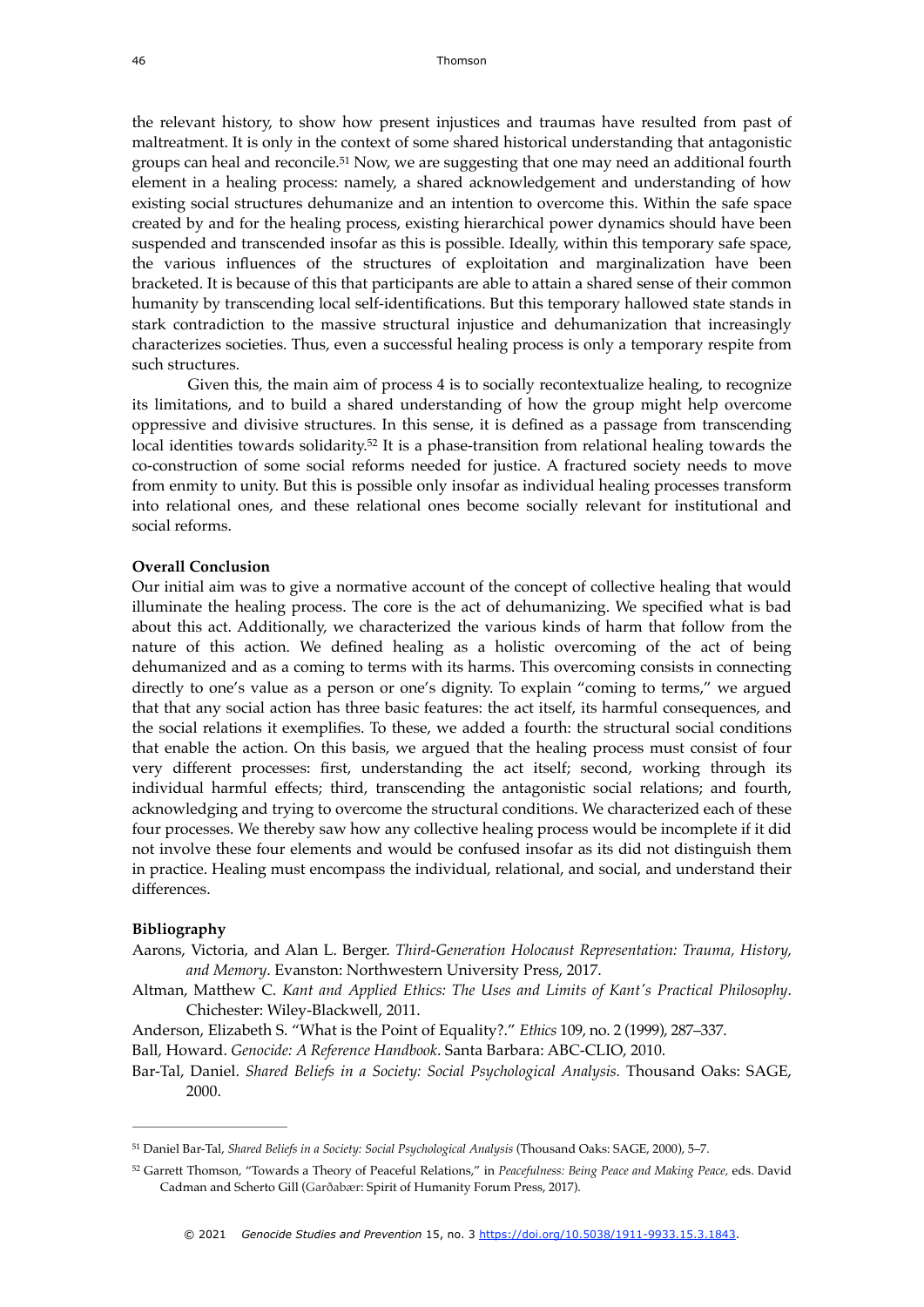the relevant history, to show how present injustices and traumas have resulted from past of maltreatment. It is only in the context of some shared historical understanding that antagonistic groups can heal and reconcile.[51] Now, we are suggesting that one may need an additional fourth element in a healing process: namely, a shared acknowledgement and understanding of how existing social structures dehumanize and an intention to overcome this. Within the safe space created by and for the healing process, existing hierarchical power dynamics should have been suspended and transcended insofar as this is possible. Ideally, within this temporary safe space, the various influences of the structures of exploitation and marginalization have been bracketed. It is because of this that participants are able to attain a shared sense of their common humanity by transcending local self-identifications. But this temporary hallowed state stands in stark contradiction to the massive structural injustice and dehumanization that increasingly characterizes societies. Thus, even a successful healing process is only a temporary respite from such structures.

Given this, the main aim of process 4 is to socially recontextualize healing, to recognize its limitations, and to build a shared understanding of how the group might help overcome oppressive and divisive structures. In this sense, it is defined as a passage from transcending local identities towards solidarity.[52] It is a phase-transition from relational healing towards the co-construction of some social reforms needed for justice. A fractured society needs to move from enmity to unity. But this is possible only insofar as individual healing processes transform into relational ones, and these relational ones become socially relevant for institutional and social reforms.

**Overall Conclusion**

Our initial aim was to give a normative account of the concept of collective healing that would illuminate the healing process. The core is the act of dehumanizing. We specified what is bad about this act. Additionally, we characterized the various kinds of harm that follow from the nature of this action. We defined healing as a holistic overcoming of the act of being dehumanized and as a coming to terms with its harms. This overcoming consists in connecting directly to one's value as a person or one's dignity. To explain "coming to terms," we argued that that any social action has three basic features: the act itself, its harmful consequences, and the social relations it exemplifies. To these, we added a fourth: the structural social conditions that enable the action. On this basis, we argued that the healing process must consist of four very different processes: first, understanding the act itself; second, working through its individual harmful effects; third, transcending the antagonistic social relations; and fourth, acknowledging and trying to overcome the structural conditions. We characterized each of these four processes. We thereby saw how any collective healing process would be incomplete if it did not involve these four elements and would be confused insofar as its did not distinguish them in practice. Healing must encompass the individual, relational, and social, and understand their differences.

**Bibliography**

Aarons, Victoria, and Alan L. Berger. *Third-Generation Holocaust Representation: Trauma, History, and Memory*. Evanston: Northwestern University Press, 2017.

Altman, Matthew C. *Kant and Applied Ethics: The Uses and Limits of Kant's Practical Philosophy*. Chichester: Wiley-Blackwell, 2011.

Anderson, Elizabeth S. "What is the Point of Equality?." *Ethics* 109, no. 2 (1999), 287–337.

Ball, Howard. *Genocide: A Reference Handbook*. Santa Barbara: ABC-CLIO, 2010.

Bar-Tal, Daniel. *Shared Beliefs in a Society: Social Psychological Analysis.* Thousand Oaks: SAGE, 2000.

---

[51] Daniel Bar-Tal, *Shared Beliefs in a Society: Social Psychological Analysis* (Thousand Oaks: SAGE, 2000), 5–7.

[52] Garrett Thomson, "Towards a Theory of Peaceful Relations," in *Peacefulness: Being Peace and Making Peace,* eds. David Cadman and Scherto Gill (Garðabær: Spirit of Humanity Forum Press, 2017).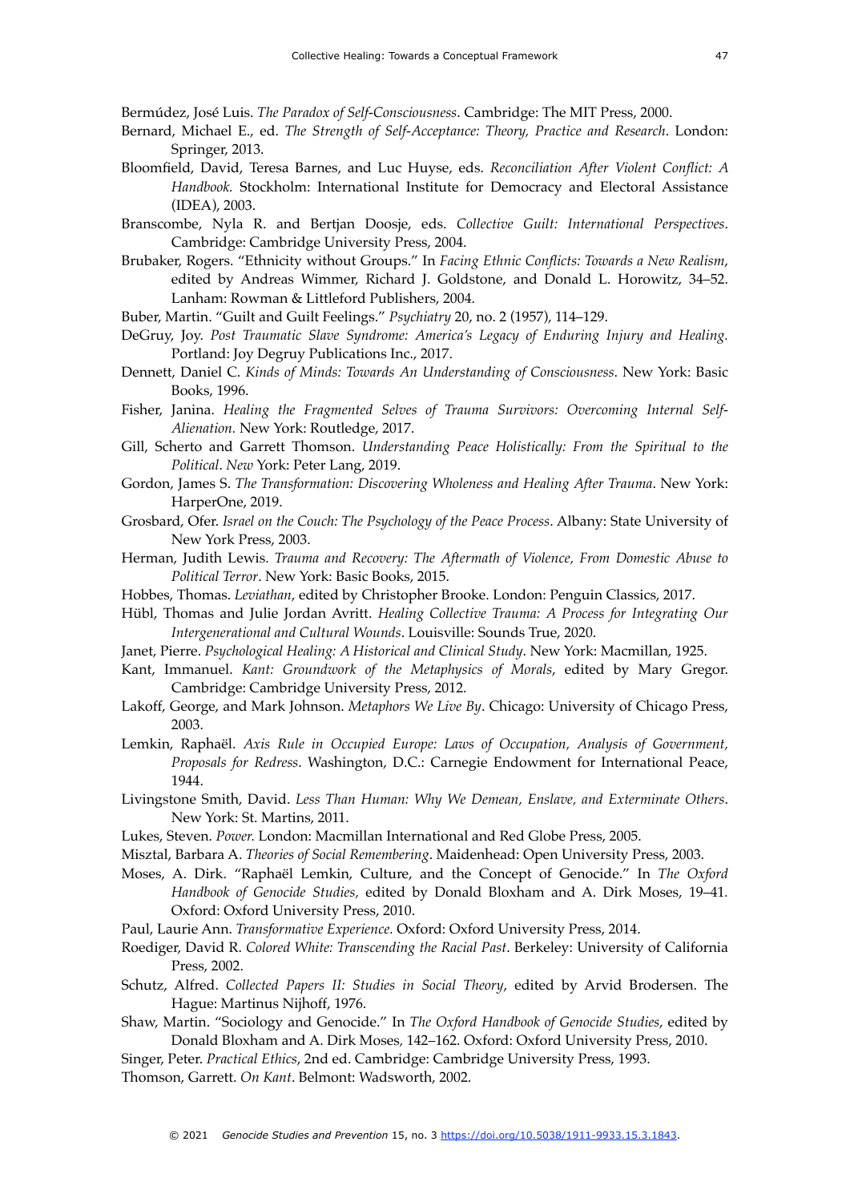Bermúdez, José Luis. *The Paradox of Self-Consciousness*. Cambridge: The MIT Press, 2000.

Bernard, Michael E., ed. *The Strength of Self-Acceptance: Theory, Practice and Research*. London: Springer, 2013.

Bloomfield, David, Teresa Barnes, and Luc Huyse, eds. *Reconciliation After Violent Conflict: A Handbook.* Stockholm: International Institute for Democracy and Electoral Assistance (IDEA), 2003.

Branscombe, Nyla R. and Bertjan Doosje, eds. *Collective Guilt: International Perspectives*. Cambridge: Cambridge University Press, 2004.

Brubaker, Rogers. "Ethnicity without Groups." In *Facing Ethnic Conflicts: Towards a New Realism*, edited by Andreas Wimmer, Richard J. Goldstone, and Donald L. Horowitz, 34–52. Lanham: Rowman & Littleford Publishers, 2004.

Buber, Martin. "Guilt and Guilt Feelings." *Psychiatry* 20, no. 2 (1957), 114–129.

DeGruy, Joy. *Post Traumatic Slave Syndrome: America's Legacy of Enduring Injury and Healing.* Portland: Joy Degruy Publications Inc., 2017.

Dennett, Daniel C. *Kinds of Minds: Towards An Understanding of Consciousness*. New York: Basic Books, 1996.

Fisher, Janina. *Healing the Fragmented Selves of Trauma Survivors: Overcoming Internal Self-Alienation.* New York: Routledge, 2017.

Gill, Scherto and Garrett Thomson. *Understanding Peace Holistically: From the Spiritual to the Political*. *New* York: Peter Lang, 2019.

Gordon, James S. *The Transformation: Discovering Wholeness and Healing After Trauma*. New York: HarperOne, 2019.

Grosbard, Ofer. *Israel on the Couch: The Psychology of the Peace Process*. Albany: State University of New York Press, 2003.

Herman, Judith Lewis. *Trauma and Recovery: The Aftermath of Violence, From Domestic Abuse to Political Terror*. New York: Basic Books, 2015.

Hobbes, Thomas. *Leviathan*, edited by Christopher Brooke. London: Penguin Classics, 2017.

Hübl, Thomas and Julie Jordan Avritt. *Healing Collective Trauma: A Process for Integrating Our Intergenerational and Cultural Wounds*. Louisville: Sounds True, 2020.

Janet, Pierre. *Psychological Healing: A Historical and Clinical Study*. New York: Macmillan, 1925.

Kant, Immanuel. *Kant: Groundwork of the Metaphysics of Morals*, edited by Mary Gregor. Cambridge: Cambridge University Press, 2012.

Lakoff, George, and Mark Johnson. *Metaphors We Live By*. Chicago: University of Chicago Press, 2003.

Lemkin, Raphaël. *Axis Rule in Occupied Europe: Laws of Occupation, Analysis of Government, Proposals for Redress*. Washington, D.C.: Carnegie Endowment for International Peace, 1944.

Livingstone Smith, David. *Less Than Human: Why We Demean, Enslave, and Exterminate Others*. New York: St. Martins, 2011.

Lukes, Steven. *Power.* London: Macmillan International and Red Globe Press, 2005.

Misztal, Barbara A. *Theories of Social Remembering*. Maidenhead: Open University Press, 2003.

Moses, A. Dirk. "Raphaël Lemkin, Culture, and the Concept of Genocide." In *The Oxford Handbook of Genocide Studies,* edited by Donald Bloxham and A. Dirk Moses, 19–41. Oxford: Oxford University Press, 2010.

Paul, Laurie Ann. *Transformative Experience.* Oxford: Oxford University Press, 2014.

Roediger, David R. *Colored White: Transcending the Racial Past*. Berkeley: University of California Press, 2002.

Schutz, Alfred. *Collected Papers II: Studies in Social Theory*, edited by Arvid Brodersen. The Hague: Martinus Nijhoff, 1976.

Shaw, Martin. "Sociology and Genocide." In *The Oxford Handbook of Genocide Studies,* edited by Donald Bloxham and A. Dirk Moses, 142–162. Oxford: Oxford University Press, 2010.

Singer, Peter. *Practical Ethics*, 2nd ed. Cambridge: Cambridge University Press, 1993.

Thomson, Garrett. *On Kant*. Belmont: Wadsworth, 2002.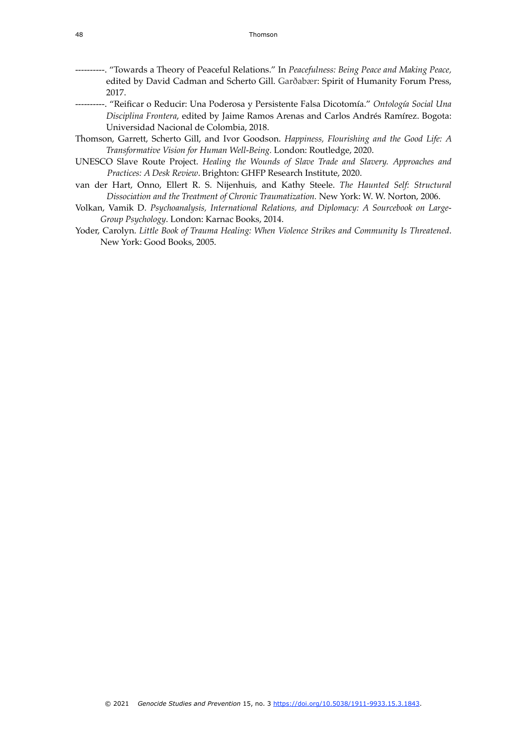----------. "Towards a Theory of Peaceful Relations." In *Peacefulness: Being Peace and Making Peace,* edited by David Cadman and Scherto Gill. Garðabær: Spirit of Humanity Forum Press, 2017.

----------. "Reificar o Reducir: Una Poderosa y Persistente Falsa Dicotomía." *Ontología Social Una Disciplina Frontera*, edited by Jaime Ramos Arenas and Carlos Andrés Ramírez. Bogota: Universidad Nacional de Colombia, 2018.

Thomson, Garrett, Scherto Gill, and Ivor Goodson. *Happiness, Flourishing and the Good Life: A Transformative Vision for Human Well-Being.* London: Routledge, 2020.

UNESCO Slave Route Project. *Healing the Wounds of Slave Trade and Slavery. Approaches and Practices: A Desk Review*. Brighton: GHFP Research Institute, 2020.

van der Hart, Onno, Ellert R. S. Nijenhuis, and Kathy Steele. *The Haunted Self: Structural Dissociation and the Treatment of Chronic Traumatization.* New York: W. W. Norton, 2006.

Volkan, Vamik D. *Psychoanalysis, International Relations, and Diplomacy: A Sourcebook on Large-Group Psychology*. London: Karnac Books, 2014.

Yoder, Carolyn. *Little Book of Trauma Healing: When Violence Strikes and Community Is Threatened*. New York: Good Books, 2005.